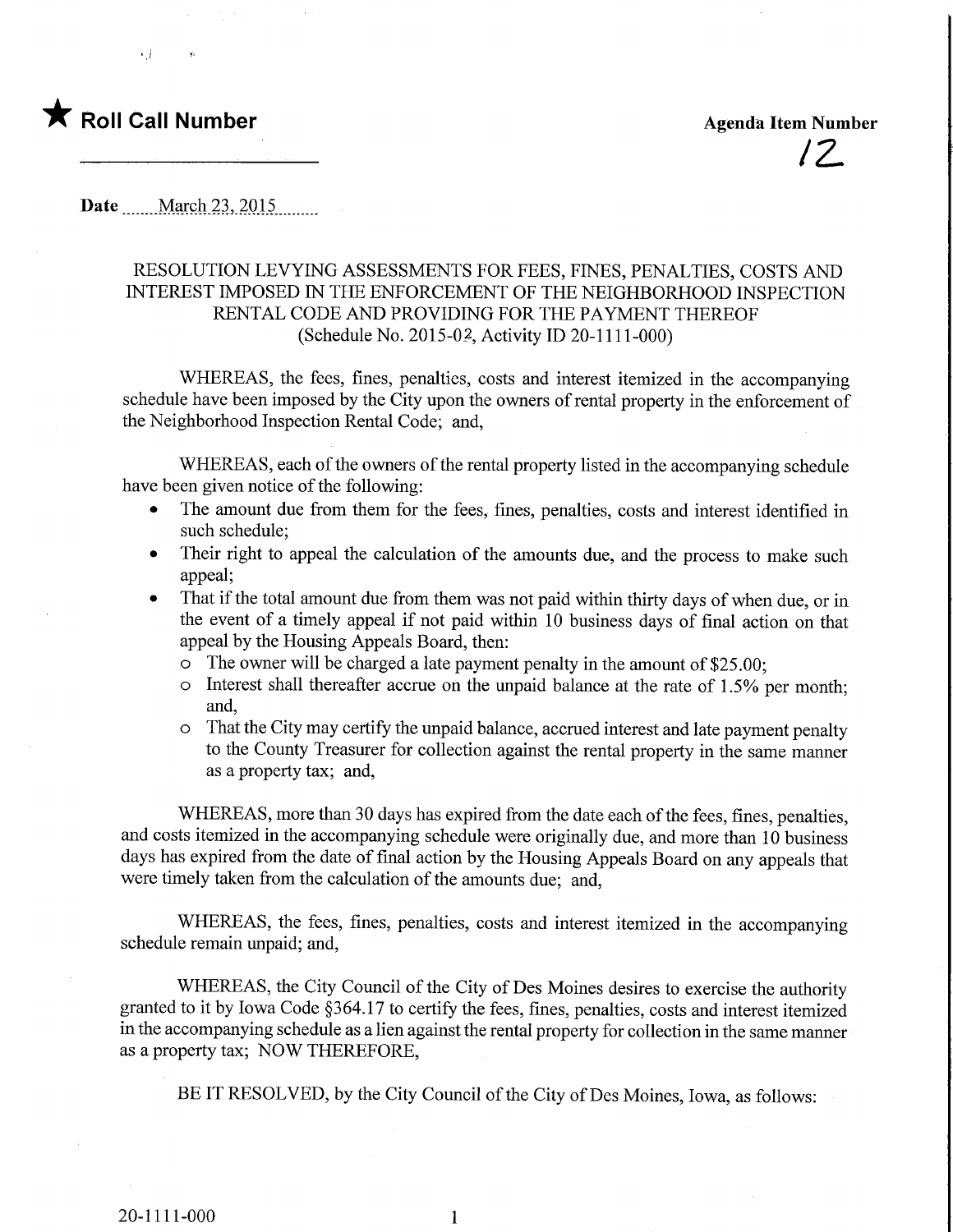★ **Roll Call Number** 

**Agenda Item Number**

12

**Date** March 23, 2015

RESOLUTION LEVYING ASSESSMENTS FOR FEES, FINES, PENALTIES, COSTS AND INTEREST IMPOSED IN THE ENFORCEMENT OF THE NEIGHBORHOOD INSPECTION RENTAL CODE AND PROVIDING FOR THE PAYMENT THEREOF
(Schedule No. 2015-02, Activity ID 20-1111-000)

WHEREAS, the fees, fines, penalties, costs and interest itemized in the accompanying schedule have been imposed by the City upon the owners of rental property in the enforcement of the Neighborhood Inspection Rental Code; and,

WHEREAS, each of the owners of the rental property listed in the accompanying schedule have been given notice of the following:

- The amount due from them for the fees, fines, penalties, costs and interest identified in such schedule;
- Their right to appeal the calculation of the amounts due, and the process to make such appeal;
- That if the total amount due from them was not paid within thirty days of when due, or in the event of a timely appeal if not paid within 10 business days of final action on that appeal by the Housing Appeals Board, then:
  - The owner will be charged a late payment penalty in the amount of $25.00;
  - Interest shall thereafter accrue on the unpaid balance at the rate of 1.5% per month; and,
  - That the City may certify the unpaid balance, accrued interest and late payment penalty to the County Treasurer for collection against the rental property in the same manner as a property tax; and,

WHEREAS, more than 30 days has expired from the date each of the fees, fines, penalties, and costs itemized in the accompanying schedule were originally due, and more than 10 business days has expired from the date of final action by the Housing Appeals Board on any appeals that were timely taken from the calculation of the amounts due; and,

WHEREAS, the fees, fines, penalties, costs and interest itemized in the accompanying schedule remain unpaid; and,

WHEREAS, the City Council of the City of Des Moines desires to exercise the authority granted to it by Iowa Code §364.17 to certify the fees, fines, penalties, costs and interest itemized in the accompanying schedule as a lien against the rental property for collection in the same manner as a property tax; NOW THEREFORE,

BE IT RESOLVED, by the City Council of the City of Des Moines, Iowa, as follows:

20-1111-000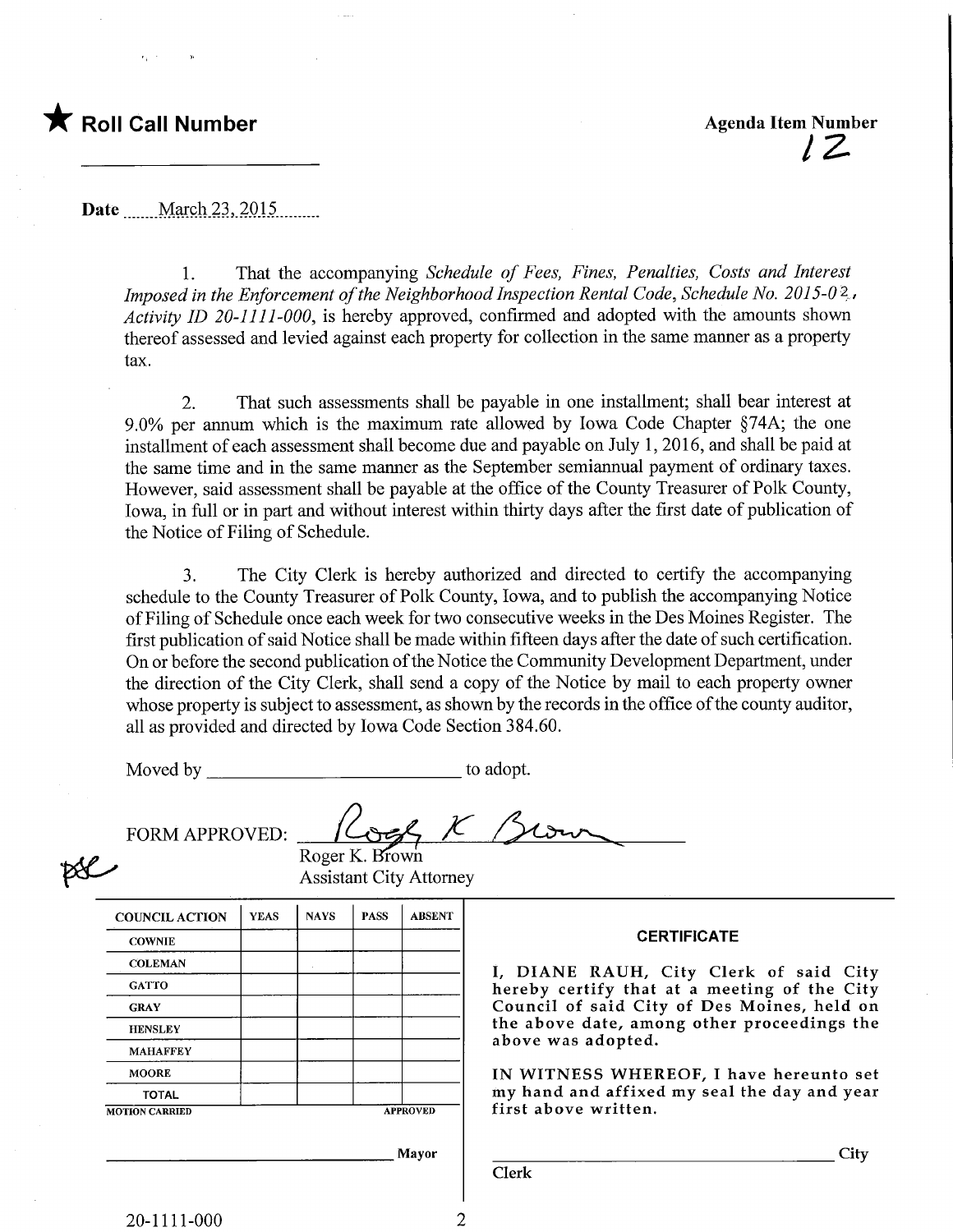★ **Roll Call Number**

**Agenda Item Number**
12

Date March 23, 2015

1. That the accompanying *Schedule of Fees, Fines, Penalties, Costs and Interest Imposed in the Enforcement of the Neighborhood Inspection Rental Code, Schedule No. 2015-02, Activity ID 20-1111-000*, is hereby approved, confirmed and adopted with the amounts shown thereof assessed and levied against each property for collection in the same manner as a property tax.

2. That such assessments shall be payable in one installment; shall bear interest at 9.0% per annum which is the maximum rate allowed by Iowa Code Chapter §74A; the one installment of each assessment shall become due and payable on July 1, 2016, and shall be paid at the same time and in the same manner as the September semiannual payment of ordinary taxes. However, said assessment shall be payable at the office of the County Treasurer of Polk County, Iowa, in full or in part and without interest within thirty days after the first date of publication of the Notice of Filing of Schedule.

3. The City Clerk is hereby authorized and directed to certify the accompanying schedule to the County Treasurer of Polk County, Iowa, and to publish the accompanying Notice of Filing of Schedule once each week for two consecutive weeks in the Des Moines Register. The first publication of said Notice shall be made within fifteen days after the date of such certification. On or before the second publication of the Notice the Community Development Department, under the direction of the City Clerk, shall send a copy of the Notice by mail to each property owner whose property is subject to assessment, as shown by the records in the office of the county auditor, all as provided and directed by Iowa Code Section 384.60.

Moved by ____________________ to adopt.

FORM APPROVED: Roger K. Brown
Roger K. Brown
Assistant City Attorney

| COUNCIL ACTION | YEAS | NAYS | PASS | ABSENT |
|---|---|---|---|---|
| COWNIE | | | | |
| COLEMAN | | | | |
| GATTO | | | | |
| GRAY | | | | |
| HENSLEY | | | | |
| MAHAFFEY | | | | |
| MOORE | | | | |
| TOTAL | | | | |
| MOTION CARRIED | | | | APPROVED |

____________________ Mayor

**CERTIFICATE**

I, DIANE RAUH, City Clerk of said City hereby certify that at a meeting of the City Council of said City of Des Moines, held on the above date, among other proceedings the above was adopted.

IN WITNESS WHEREOF, I have hereunto set my hand and affixed my seal the day and year first above written.

____________________ City Clerk

20-1111-000